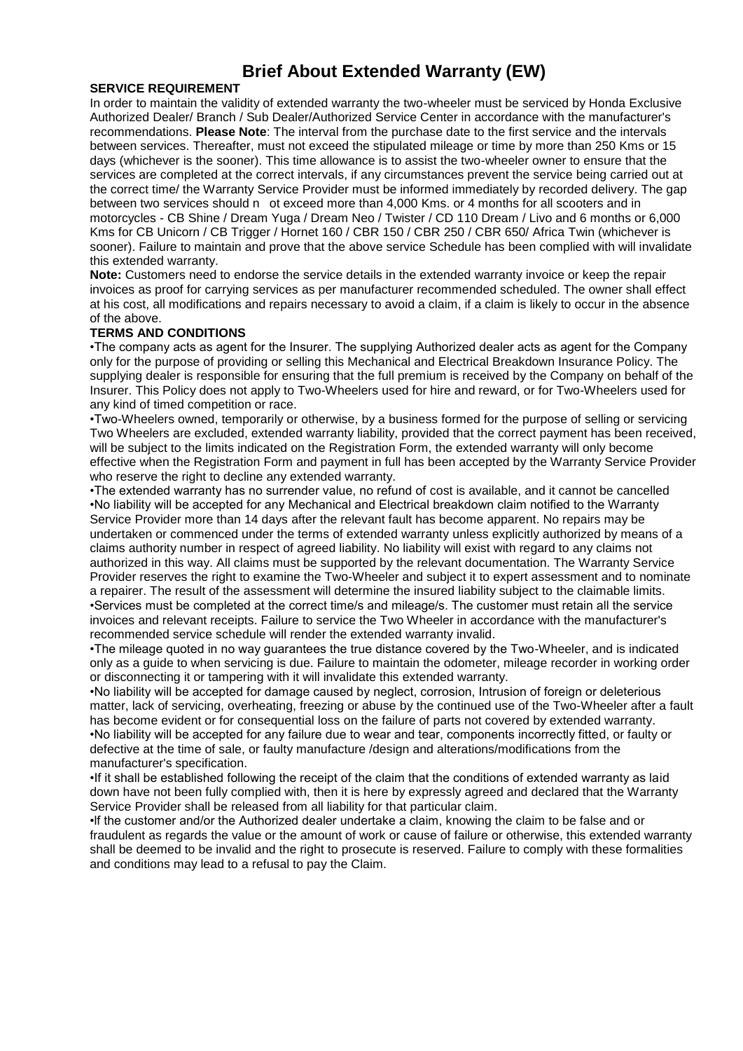# Brief About Extended Warranty (EW)

**SERVICE REQUIREMENT**

In order to maintain the validity of extended warranty the two-wheeler must be serviced by Honda Exclusive Authorized Dealer/ Branch / Sub Dealer/Authorized Service Center in accordance with the manufacturer's recommendations. **Please Note**: The interval from the purchase date to the first service and the intervals between services. Thereafter, must not exceed the stipulated mileage or time by more than 250 Kms or 15 days (whichever is the sooner). This time allowance is to assist the two-wheeler owner to ensure that the services are completed at the correct intervals, if any circumstances prevent the service being carried out at the correct time/ the Warranty Service Provider must be informed immediately by recorded delivery. The gap between two services should n ot exceed more than 4,000 Kms. or 4 months for all scooters and in motorcycles - CB Shine / Dream Yuga / Dream Neo / Twister / CD 110 Dream / Livo and 6 months or 6,000 Kms for CB Unicorn / CB Trigger / Hornet 160 / CBR 150 / CBR 250 / CBR 650/ Africa Twin (whichever is sooner). Failure to maintain and prove that the above service Schedule has been complied with will invalidate this extended warranty.

**Note:** Customers need to endorse the service details in the extended warranty invoice or keep the repair invoices as proof for carrying services as per manufacturer recommended scheduled. The owner shall effect at his cost, all modifications and repairs necessary to avoid a claim, if a claim is likely to occur in the absence of the above.

**TERMS AND CONDITIONS**

- The company acts as agent for the Insurer. The supplying Authorized dealer acts as agent for the Company only for the purpose of providing or selling this Mechanical and Electrical Breakdown Insurance Policy. The supplying dealer is responsible for ensuring that the full premium is received by the Company on behalf of the Insurer. This Policy does not apply to Two-Wheelers used for hire and reward, or for Two-Wheelers used for any kind of timed competition or race.
- Two-Wheelers owned, temporarily or otherwise, by a business formed for the purpose of selling or servicing Two Wheelers are excluded, extended warranty liability, provided that the correct payment has been received, will be subject to the limits indicated on the Registration Form, the extended warranty will only become effective when the Registration Form and payment in full has been accepted by the Warranty Service Provider who reserve the right to decline any extended warranty.
- The extended warranty has no surrender value, no refund of cost is available, and it cannot be cancelled
- No liability will be accepted for any Mechanical and Electrical breakdown claim notified to the Warranty Service Provider more than 14 days after the relevant fault has become apparent. No repairs may be undertaken or commenced under the terms of extended warranty unless explicitly authorized by means of a claims authority number in respect of agreed liability. No liability will exist with regard to any claims not authorized in this way. All claims must be supported by the relevant documentation. The Warranty Service Provider reserves the right to examine the Two-Wheeler and subject it to expert assessment and to nominate a repairer. The result of the assessment will determine the insured liability subject to the claimable limits.
- Services must be completed at the correct time/s and mileage/s. The customer must retain all the service invoices and relevant receipts. Failure to service the Two Wheeler in accordance with the manufacturer's recommended service schedule will render the extended warranty invalid.
- The mileage quoted in no way guarantees the true distance covered by the Two-Wheeler, and is indicated only as a guide to when servicing is due. Failure to maintain the odometer, mileage recorder in working order or disconnecting it or tampering with it will invalidate this extended warranty.
- No liability will be accepted for damage caused by neglect, corrosion, Intrusion of foreign or deleterious matter, lack of servicing, overheating, freezing or abuse by the continued use of the Two-Wheeler after a fault has become evident or for consequential loss on the failure of parts not covered by extended warranty.
- No liability will be accepted for any failure due to wear and tear, components incorrectly fitted, or faulty or defective at the time of sale, or faulty manufacture /design and alterations/modifications from the manufacturer's specification.
- If it shall be established following the receipt of the claim that the conditions of extended warranty as laid down have not been fully complied with, then it is here by expressly agreed and declared that the Warranty Service Provider shall be released from all liability for that particular claim.
- If the customer and/or the Authorized dealer undertake a claim, knowing the claim to be false and or fraudulent as regards the value or the amount of work or cause of failure or otherwise, this extended warranty shall be deemed to be invalid and the right to prosecute is reserved. Failure to comply with these formalities and conditions may lead to a refusal to pay the Claim.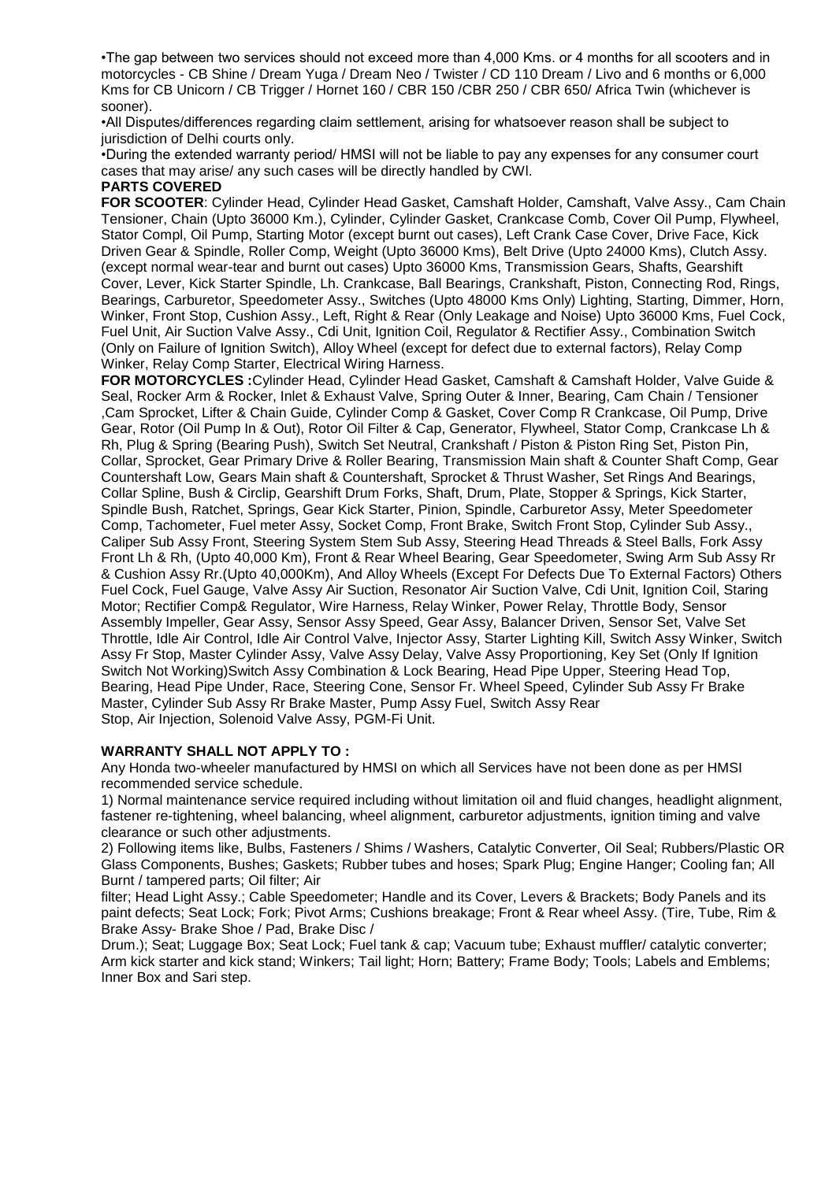•The gap between two services should not exceed more than 4,000 Kms. or 4 months for all scooters and in motorcycles - CB Shine / Dream Yuga / Dream Neo / Twister / CD 110 Dream / Livo and 6 months or 6,000 Kms for CB Unicorn / CB Trigger / Hornet 160 / CBR 150 /CBR 250 / CBR 650/ Africa Twin (whichever is sooner).

•All Disputes/differences regarding claim settlement, arising for whatsoever reason shall be subject to jurisdiction of Delhi courts only.

•During the extended warranty period/ HMSI will not be liable to pay any expenses for any consumer court cases that may arise/ any such cases will be directly handled by CWI.

**PARTS COVERED**

**FOR SCOOTER**: Cylinder Head, Cylinder Head Gasket, Camshaft Holder, Camshaft, Valve Assy., Cam Chain Tensioner, Chain (Upto 36000 Km.), Cylinder, Cylinder Gasket, Crankcase Comb, Cover Oil Pump, Flywheel, Stator Compl, Oil Pump, Starting Motor (except burnt out cases), Left Crank Case Cover, Drive Face, Kick Driven Gear & Spindle, Roller Comp, Weight (Upto 36000 Kms), Belt Drive (Upto 24000 Kms), Clutch Assy. (except normal wear-tear and burnt out cases) Upto 36000 Kms, Transmission Gears, Shafts, Gearshift Cover, Lever, Kick Starter Spindle, Lh. Crankcase, Ball Bearings, Crankshaft, Piston, Connecting Rod, Rings, Bearings, Carburetor, Speedometer Assy., Switches (Upto 48000 Kms Only) Lighting, Starting, Dimmer, Horn, Winker, Front Stop, Cushion Assy., Left, Right & Rear (Only Leakage and Noise) Upto 36000 Kms, Fuel Cock, Fuel Unit, Air Suction Valve Assy., Cdi Unit, Ignition Coil, Regulator & Rectifier Assy., Combination Switch (Only on Failure of Ignition Switch), Alloy Wheel (except for defect due to external factors), Relay Comp Winker, Relay Comp Starter, Electrical Wiring Harness.

**FOR MOTORCYCLES :**Cylinder Head, Cylinder Head Gasket, Camshaft & Camshaft Holder, Valve Guide & Seal, Rocker Arm & Rocker, Inlet & Exhaust Valve, Spring Outer & Inner, Bearing, Cam Chain / Tensioner ,Cam Sprocket, Lifter & Chain Guide, Cylinder Comp & Gasket, Cover Comp R Crankcase, Oil Pump, Drive Gear, Rotor (Oil Pump In & Out), Rotor Oil Filter & Cap, Generator, Flywheel, Stator Comp, Crankcase Lh & Rh, Plug & Spring (Bearing Push), Switch Set Neutral, Crankshaft / Piston & Piston Ring Set, Piston Pin, Collar, Sprocket, Gear Primary Drive & Roller Bearing, Transmission Main shaft & Counter Shaft Comp, Gear Countershaft Low, Gears Main shaft & Countershaft, Sprocket & Thrust Washer, Set Rings And Bearings, Collar Spline, Bush & Circlip, Gearshift Drum Forks, Shaft, Drum, Plate, Stopper & Springs, Kick Starter, Spindle Bush, Ratchet, Springs, Gear Kick Starter, Pinion, Spindle, Carburetor Assy, Meter Speedometer Comp, Tachometer, Fuel meter Assy, Socket Comp, Front Brake, Switch Front Stop, Cylinder Sub Assy., Caliper Sub Assy Front, Steering System Stem Sub Assy, Steering Head Threads & Steel Balls, Fork Assy Front Lh & Rh, (Upto 40,000 Km), Front & Rear Wheel Bearing, Gear Speedometer, Swing Arm Sub Assy Rr & Cushion Assy Rr.(Upto 40,000Km), And Alloy Wheels (Except For Defects Due To External Factors) Others Fuel Cock, Fuel Gauge, Valve Assy Air Suction, Resonator Air Suction Valve, Cdi Unit, Ignition Coil, Staring Motor; Rectifier Comp& Regulator, Wire Harness, Relay Winker, Power Relay, Throttle Body, Sensor Assembly Impeller, Gear Assy, Sensor Assy Speed, Gear Assy, Balancer Driven, Sensor Set, Valve Set Throttle, Idle Air Control, Idle Air Control Valve, Injector Assy, Starter Lighting Kill, Switch Assy Winker, Switch Assy Fr Stop, Master Cylinder Assy, Valve Assy Delay, Valve Assy Proportioning, Key Set (Only If Ignition Switch Not Working)Switch Assy Combination & Lock Bearing, Head Pipe Upper, Steering Head Top, Bearing, Head Pipe Under, Race, Steering Cone, Sensor Fr. Wheel Speed, Cylinder Sub Assy Fr Brake Master, Cylinder Sub Assy Rr Brake Master, Pump Assy Fuel, Switch Assy Rear Stop, Air Injection, Solenoid Valve Assy, PGM-Fi Unit.

**WARRANTY SHALL NOT APPLY TO :**

Any Honda two-wheeler manufactured by HMSI on which all Services have not been done as per HMSI recommended service schedule.

1) Normal maintenance service required including without limitation oil and fluid changes, headlight alignment, fastener re-tightening, wheel balancing, wheel alignment, carburetor adjustments, ignition timing and valve clearance or such other adjustments.

2) Following items like, Bulbs, Fasteners / Shims / Washers, Catalytic Converter, Oil Seal; Rubbers/Plastic OR Glass Components, Bushes; Gaskets; Rubber tubes and hoses; Spark Plug; Engine Hanger; Cooling fan; All Burnt / tampered parts; Oil filter; Air filter; Head Light Assy.; Cable Speedometer; Handle and its Cover, Levers & Brackets; Body Panels and its paint defects; Seat Lock; Fork; Pivot Arms; Cushions breakage; Front & Rear wheel Assy. (Tire, Tube, Rim & Brake Assy- Brake Shoe / Pad, Brake Disc / Drum.); Seat; Luggage Box; Seat Lock; Fuel tank & cap; Vacuum tube; Exhaust muffler/ catalytic converter; Arm kick starter and kick stand; Winkers; Tail light; Horn; Battery; Frame Body; Tools; Labels and Emblems; Inner Box and Sari step.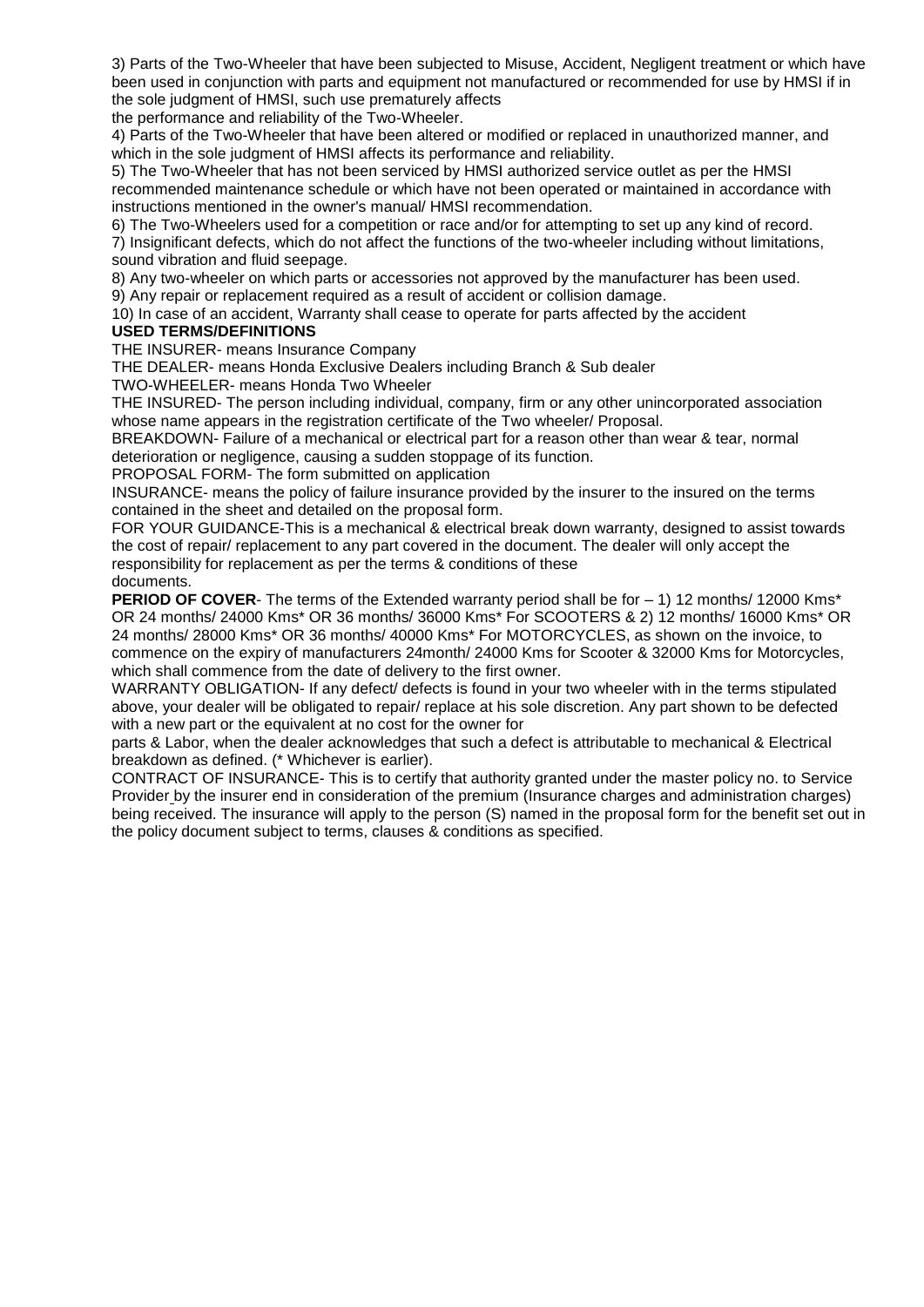3) Parts of the Two-Wheeler that have been subjected to Misuse, Accident, Negligent treatment or which have been used in conjunction with parts and equipment not manufactured or recommended for use by HMSI if in the sole judgment of HMSI, such use prematurely affects the performance and reliability of the Two-Wheeler.

4) Parts of the Two-Wheeler that have been altered or modified or replaced in unauthorized manner, and which in the sole judgment of HMSI affects its performance and reliability.

5) The Two-Wheeler that has not been serviced by HMSI authorized service outlet as per the HMSI recommended maintenance schedule or which have not been operated or maintained in accordance with instructions mentioned in the owner's manual/ HMSI recommendation.

6) The Two-Wheelers used for a competition or race and/or for attempting to set up any kind of record.

7) Insignificant defects, which do not affect the functions of the two-wheeler including without limitations, sound vibration and fluid seepage.

8) Any two-wheeler on which parts or accessories not approved by the manufacturer has been used.

9) Any repair or replacement required as a result of accident or collision damage.

10) In case of an accident, Warranty shall cease to operate for parts affected by the accident

**USED TERMS/DEFINITIONS**

THE INSURER- means Insurance Company

THE DEALER- means Honda Exclusive Dealers including Branch & Sub dealer

TWO-WHEELER- means Honda Two Wheeler

THE INSURED- The person including individual, company, firm or any other unincorporated association whose name appears in the registration certificate of the Two wheeler/ Proposal.

BREAKDOWN- Failure of a mechanical or electrical part for a reason other than wear & tear, normal deterioration or negligence, causing a sudden stoppage of its function.

PROPOSAL FORM- The form submitted on application

INSURANCE- means the policy of failure insurance provided by the insurer to the insured on the terms contained in the sheet and detailed on the proposal form.

FOR YOUR GUIDANCE-This is a mechanical & electrical break down warranty, designed to assist towards the cost of repair/ replacement to any part covered in the document. The dealer will only accept the responsibility for replacement as per the terms & conditions of these documents.

**PERIOD OF COVER**- The terms of the Extended warranty period shall be for – 1) 12 months/ 12000 Kms* OR 24 months/ 24000 Kms* OR 36 months/ 36000 Kms* For SCOOTERS & 2) 12 months/ 16000 Kms* OR 24 months/ 28000 Kms* OR 36 months/ 40000 Kms* For MOTORCYCLES, as shown on the invoice, to commence on the expiry of manufacturers 24month/ 24000 Kms for Scooter & 32000 Kms for Motorcycles, which shall commence from the date of delivery to the first owner.

WARRANTY OBLIGATION- If any defect/ defects is found in your two wheeler with in the terms stipulated above, your dealer will be obligated to repair/ replace at his sole discretion. Any part shown to be defected with a new part or the equivalent at no cost for the owner for parts & Labor, when the dealer acknowledges that such a defect is attributable to mechanical & Electrical breakdown as defined. (* Whichever is earlier).

CONTRACT OF INSURANCE- This is to certify that authority granted under the master policy no. to Service Provider by the insurer end in consideration of the premium (Insurance charges and administration charges) being received. The insurance will apply to the person (S) named in the proposal form for the benefit set out in the policy document subject to terms, clauses & conditions as specified.